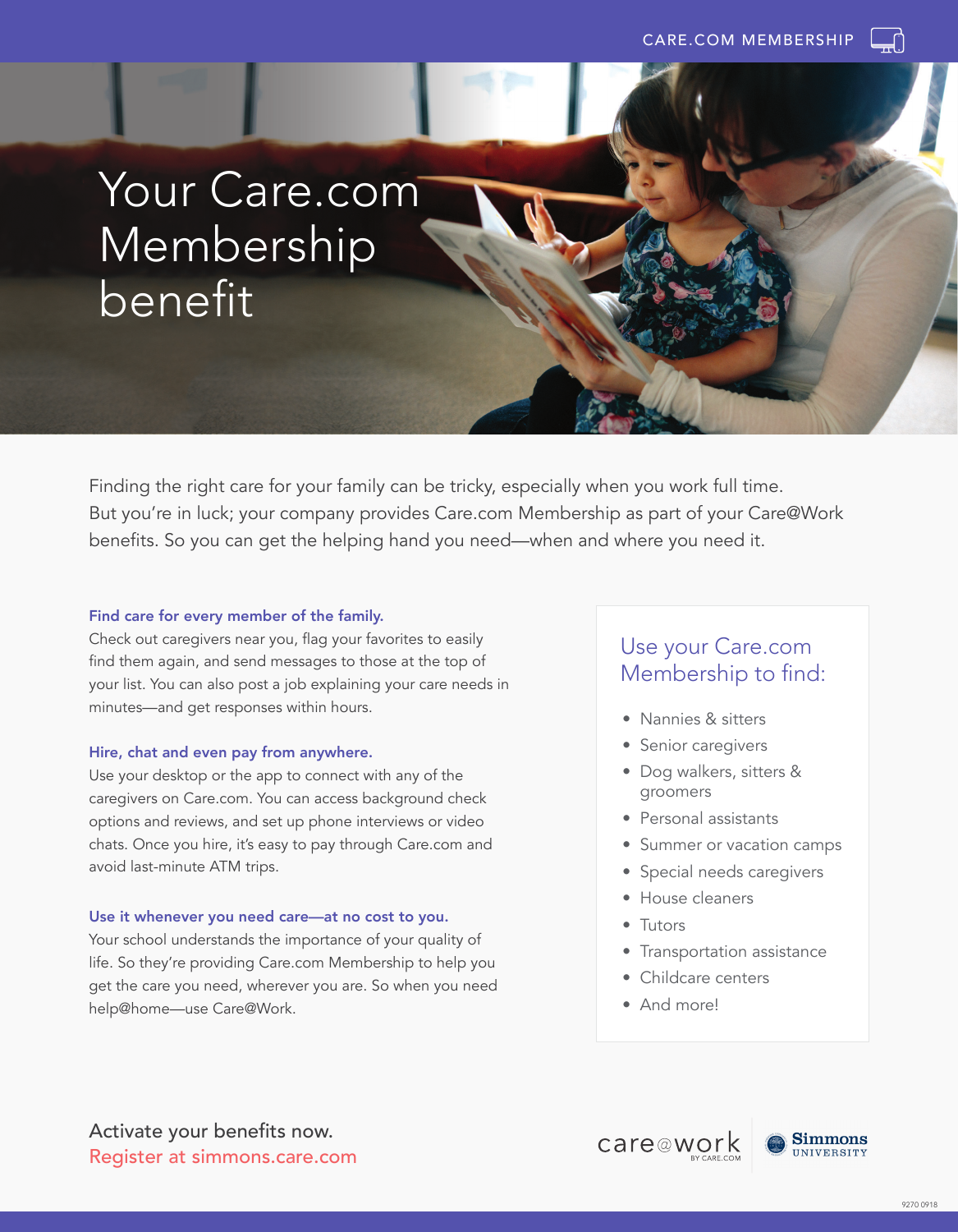CARE.COM MEMBERSHIP

# Your Care.com Membership benefit

Finding the right care for your family can be tricky, especially when you work full time. But you're in luck; your company provides Care.com Membership as part of your Care@Work benefits. So you can get the helping hand you need—when and where you need it.

### Find care for every member of the family.

Check out caregivers near you, flag your favorites to easily find them again, and send messages to those at the top of your list. You can also post a job explaining your care needs in minutes—and get responses within hours.

### Hire, chat and even pay from anywhere.

Use your desktop or the app to connect with any of the caregivers on Care.com. You can access background check options and reviews, and set up phone interviews or video chats. Once you hire, it's easy to pay through Care.com and avoid last-minute ATM trips.

### Use it whenever you need care—at no cost to you.

Your school understands the importance of your quality of life. So they're providing Care.com Membership to help you get the care you need, wherever you are. So when you need help@home—use Care@Work.

## Use your Care.com Membership to find:

- Nannies & sitters
- Senior caregivers
- Dog walkers, sitters & groomers
- Personal assistants
- Summer or vacation camps
- Special needs caregivers
- House cleaners
- Tutors
- Transportation assistance
- Childcare centers
- And more!

Activate your benefits now.
Register at simmons.care.com

care@work BY CARE.COM | Simmons UNIVERSITY

9270 0918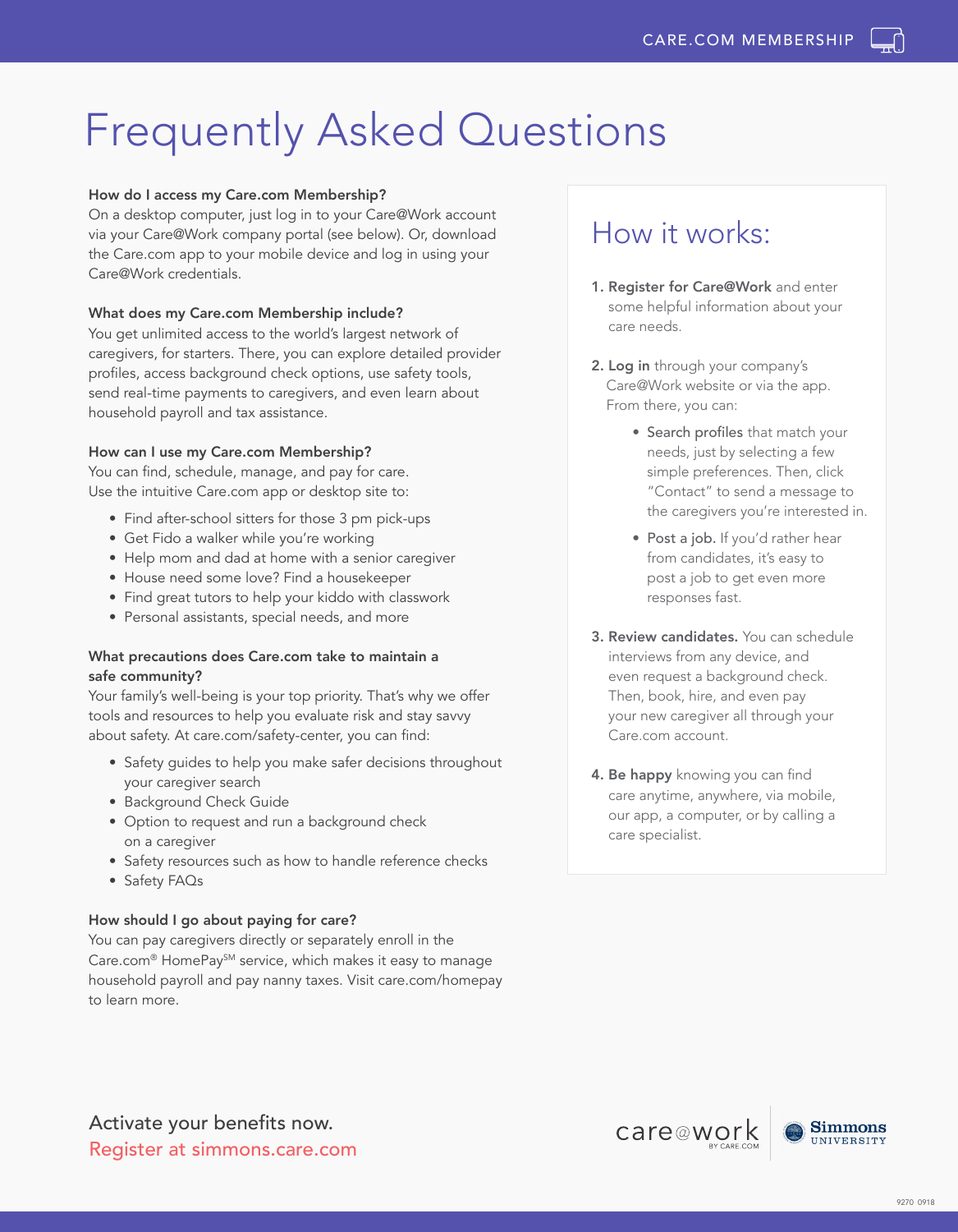# Frequently Asked Questions

**How do I access my Care.com Membership?**
On a desktop computer, just log in to your Care@Work account via your Care@Work company portal (see below). Or, download the Care.com app to your mobile device and log in using your Care@Work credentials.

**What does my Care.com Membership include?**
You get unlimited access to the world's largest network of caregivers, for starters. There, you can explore detailed provider profiles, access background check options, use safety tools, send real-time payments to caregivers, and even learn about household payroll and tax assistance.

**How can I use my Care.com Membership?**
You can find, schedule, manage, and pay for care. Use the intuitive Care.com app or desktop site to:

- Find after-school sitters for those 3 pm pick-ups
- Get Fido a walker while you're working
- Help mom and dad at home with a senior caregiver
- House need some love? Find a housekeeper
- Find great tutors to help your kiddo with classwork
- Personal assistants, special needs, and more

**What precautions does Care.com take to maintain a safe community?**
Your family's well-being is your top priority. That's why we offer tools and resources to help you evaluate risk and stay savvy about safety. At care.com/safety-center, you can find:

- Safety guides to help you make safer decisions throughout your caregiver search
- Background Check Guide
- Option to request and run a background check on a caregiver
- Safety resources such as how to handle reference checks
- Safety FAQs

**How should I go about paying for care?**
You can pay caregivers directly or separately enroll in the Care.com® HomePay℠ service, which makes it easy to manage household payroll and pay nanny taxes. Visit care.com/homepay to learn more.

## How it works:

1. **Register for Care@Work** and enter some helpful information about your care needs.
2. **Log in** through your company's Care@Work website or via the app. From there, you can:
   - **Search profiles** that match your needs, just by selecting a few simple preferences. Then, click "Contact" to send a message to the caregivers you're interested in.
   - **Post a job.** If you'd rather hear from candidates, it's easy to post a job to get even more responses fast.
3. **Review candidates.** You can schedule interviews from any device, and even request a background check. Then, book, hire, and even pay your new caregiver all through your Care.com account.
4. **Be happy** knowing you can find care anytime, anywhere, via mobile, our app, a computer, or by calling a care specialist.

Activate your benefits now.
Register at simmons.care.com

care@work BY CARE.COM | Simmons UNIVERSITY

9270 0918